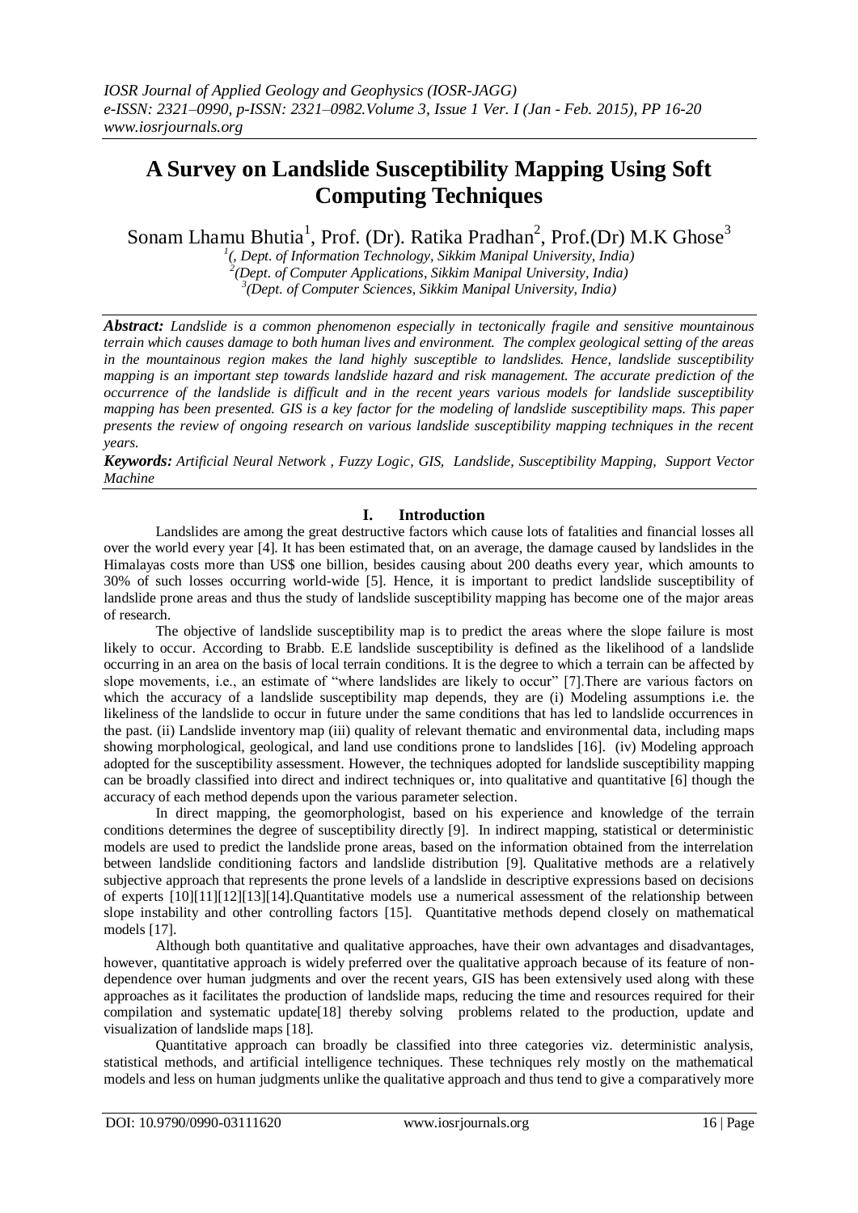# A Survey on Landslide Susceptibility Mapping Using Soft Computing Techniques

Sonam Lhamu Bhutia[1], Prof. (Dr). Ratika Pradhan[2], Prof.(Dr) M.K Ghose[3]

[1](, Dept. of Information Technology, Sikkim Manipal University, India)
[2](Dept. of Computer Applications, Sikkim Manipal University, India)
[3](Dept. of Computer Sciences, Sikkim Manipal University, India)

***Abstract:*** *Landslide is a common phenomenon especially in tectonically fragile and sensitive mountainous terrain which causes damage to both human lives and environment. The complex geological setting of the areas in the mountainous region makes the land highly susceptible to landslides. Hence, landslide susceptibility mapping is an important step towards landslide hazard and risk management. The accurate prediction of the occurrence of the landslide is difficult and in the recent years various models for landslide susceptibility mapping has been presented. GIS is a key factor for the modeling of landslide susceptibility maps. This paper presents the review of ongoing research on various landslide susceptibility mapping techniques in the recent years.*

***Keywords:*** *Artificial Neural Network , Fuzzy Logic, GIS, Landslide, Susceptibility Mapping, Support Vector Machine*

## I. Introduction

Landslides are among the great destructive factors which cause lots of fatalities and financial losses all over the world every year [4]. It has been estimated that, on an average, the damage caused by landslides in the Himalayas costs more than US$ one billion, besides causing about 200 deaths every year, which amounts to 30% of such losses occurring world-wide [5]. Hence, it is important to predict landslide susceptibility of landslide prone areas and thus the study of landslide susceptibility mapping has become one of the major areas of research.

The objective of landslide susceptibility map is to predict the areas where the slope failure is most likely to occur. According to Brabb. E.E landslide susceptibility is defined as the likelihood of a landslide occurring in an area on the basis of local terrain conditions. It is the degree to which a terrain can be affected by slope movements, i.e., an estimate of "where landslides are likely to occur" [7].There are various factors on which the accuracy of a landslide susceptibility map depends, they are (i) Modeling assumptions i.e. the likeliness of the landslide to occur in future under the same conditions that has led to landslide occurrences in the past. (ii) Landslide inventory map (iii) quality of relevant thematic and environmental data, including maps showing morphological, geological, and land use conditions prone to landslides [16]. (iv) Modeling approach adopted for the susceptibility assessment. However, the techniques adopted for landslide susceptibility mapping can be broadly classified into direct and indirect techniques or, into qualitative and quantitative [6] though the accuracy of each method depends upon the various parameter selection.

In direct mapping, the geomorphologist, based on his experience and knowledge of the terrain conditions determines the degree of susceptibility directly [9]. In indirect mapping, statistical or deterministic models are used to predict the landslide prone areas, based on the information obtained from the interrelation between landslide conditioning factors and landslide distribution [9]. Qualitative methods are a relatively subjective approach that represents the prone levels of a landslide in descriptive expressions based on decisions of experts [10][11][12][13][14].Quantitative models use a numerical assessment of the relationship between slope instability and other controlling factors [15]. Quantitative methods depend closely on mathematical models [17].

Although both quantitative and qualitative approaches, have their own advantages and disadvantages, however, quantitative approach is widely preferred over the qualitative approach because of its feature of non-dependence over human judgments and over the recent years, GIS has been extensively used along with these approaches as it facilitates the production of landslide maps, reducing the time and resources required for their compilation and systematic update[18] thereby solving problems related to the production, update and visualization of landslide maps [18].

Quantitative approach can broadly be classified into three categories viz. deterministic analysis, statistical methods, and artificial intelligence techniques. These techniques rely mostly on the mathematical models and less on human judgments unlike the qualitative approach and thus tend to give a comparatively more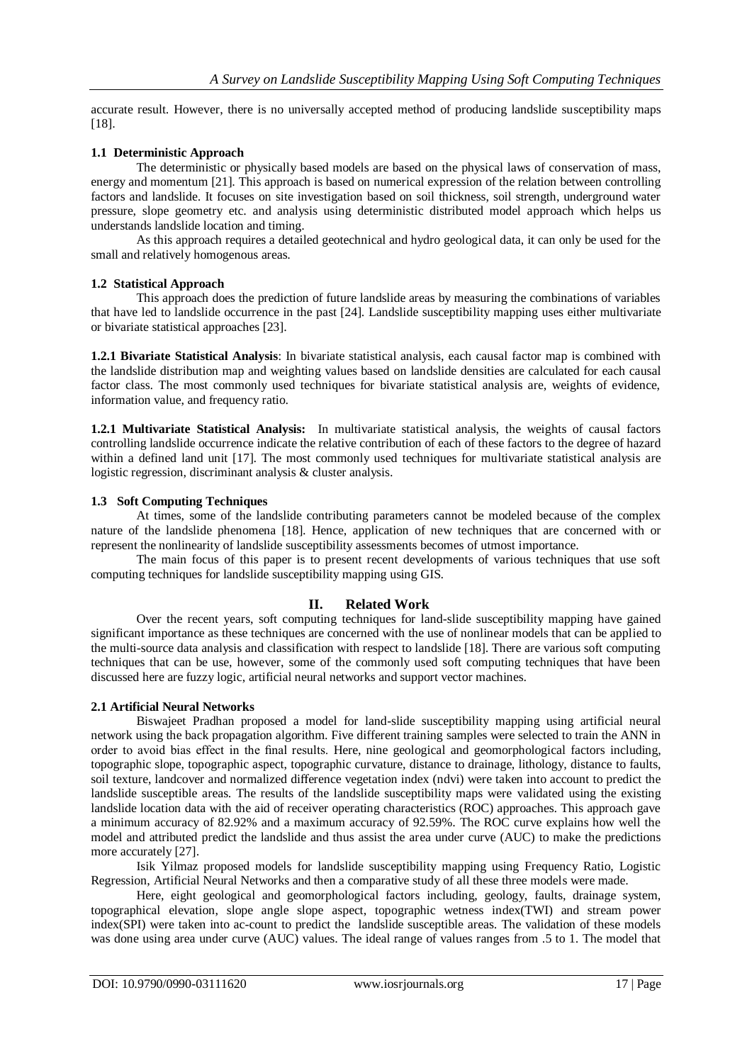accurate result. However, there is no universally accepted method of producing landslide susceptibility maps [18].

### 1.1 Deterministic Approach

The deterministic or physically based models are based on the physical laws of conservation of mass, energy and momentum [21]. This approach is based on numerical expression of the relation between controlling factors and landslide. It focuses on site investigation based on soil thickness, soil strength, underground water pressure, slope geometry etc. and analysis using deterministic distributed model approach which helps us understands landslide location and timing.

As this approach requires a detailed geotechnical and hydro geological data, it can only be used for the small and relatively homogenous areas.

### 1.2 Statistical Approach

This approach does the prediction of future landslide areas by measuring the combinations of variables that have led to landslide occurrence in the past [24]. Landslide susceptibility mapping uses either multivariate or bivariate statistical approaches [23].

**1.2.1 Bivariate Statistical Analysis**: In bivariate statistical analysis, each causal factor map is combined with the landslide distribution map and weighting values based on landslide densities are calculated for each causal factor class. The most commonly used techniques for bivariate statistical analysis are, weights of evidence, information value, and frequency ratio.

**1.2.1 Multivariate Statistical Analysis:** In multivariate statistical analysis, the weights of causal factors controlling landslide occurrence indicate the relative contribution of each of these factors to the degree of hazard within a defined land unit [17]. The most commonly used techniques for multivariate statistical analysis are logistic regression, discriminant analysis & cluster analysis.

### 1.3 Soft Computing Techniques

At times, some of the landslide contributing parameters cannot be modeled because of the complex nature of the landslide phenomena [18]. Hence, application of new techniques that are concerned with or represent the nonlinearity of landslide susceptibility assessments becomes of utmost importance.

The main focus of this paper is to present recent developments of various techniques that use soft computing techniques for landslide susceptibility mapping using GIS.

## II. Related Work

Over the recent years, soft computing techniques for land-slide susceptibility mapping have gained significant importance as these techniques are concerned with the use of nonlinear models that can be applied to the multi-source data analysis and classification with respect to landslide [18]. There are various soft computing techniques that can be use, however, some of the commonly used soft computing techniques that have been discussed here are fuzzy logic, artificial neural networks and support vector machines.

### 2.1 Artificial Neural Networks

Biswajeet Pradhan proposed a model for land-slide susceptibility mapping using artificial neural network using the back propagation algorithm. Five different training samples were selected to train the ANN in order to avoid bias effect in the final results. Here, nine geological and geomorphological factors including, topographic slope, topographic aspect, topographic curvature, distance to drainage, lithology, distance to faults, soil texture, landcover and normalized difference vegetation index (ndvi) were taken into account to predict the landslide susceptible areas. The results of the landslide susceptibility maps were validated using the existing landslide location data with the aid of receiver operating characteristics (ROC) approaches. This approach gave a minimum accuracy of 82.92% and a maximum accuracy of 92.59%. The ROC curve explains how well the model and attributed predict the landslide and thus assist the area under curve (AUC) to make the predictions more accurately [27].

Isik Yilmaz proposed models for landslide susceptibility mapping using Frequency Ratio, Logistic Regression, Artificial Neural Networks and then a comparative study of all these three models were made.

Here, eight geological and geomorphological factors including, geology, faults, drainage system, topographical elevation, slope angle slope aspect, topographic wetness index(TWI) and stream power index(SPI) were taken into ac-count to predict the landslide susceptible areas. The validation of these models was done using area under curve (AUC) values. The ideal range of values ranges from .5 to 1. The model that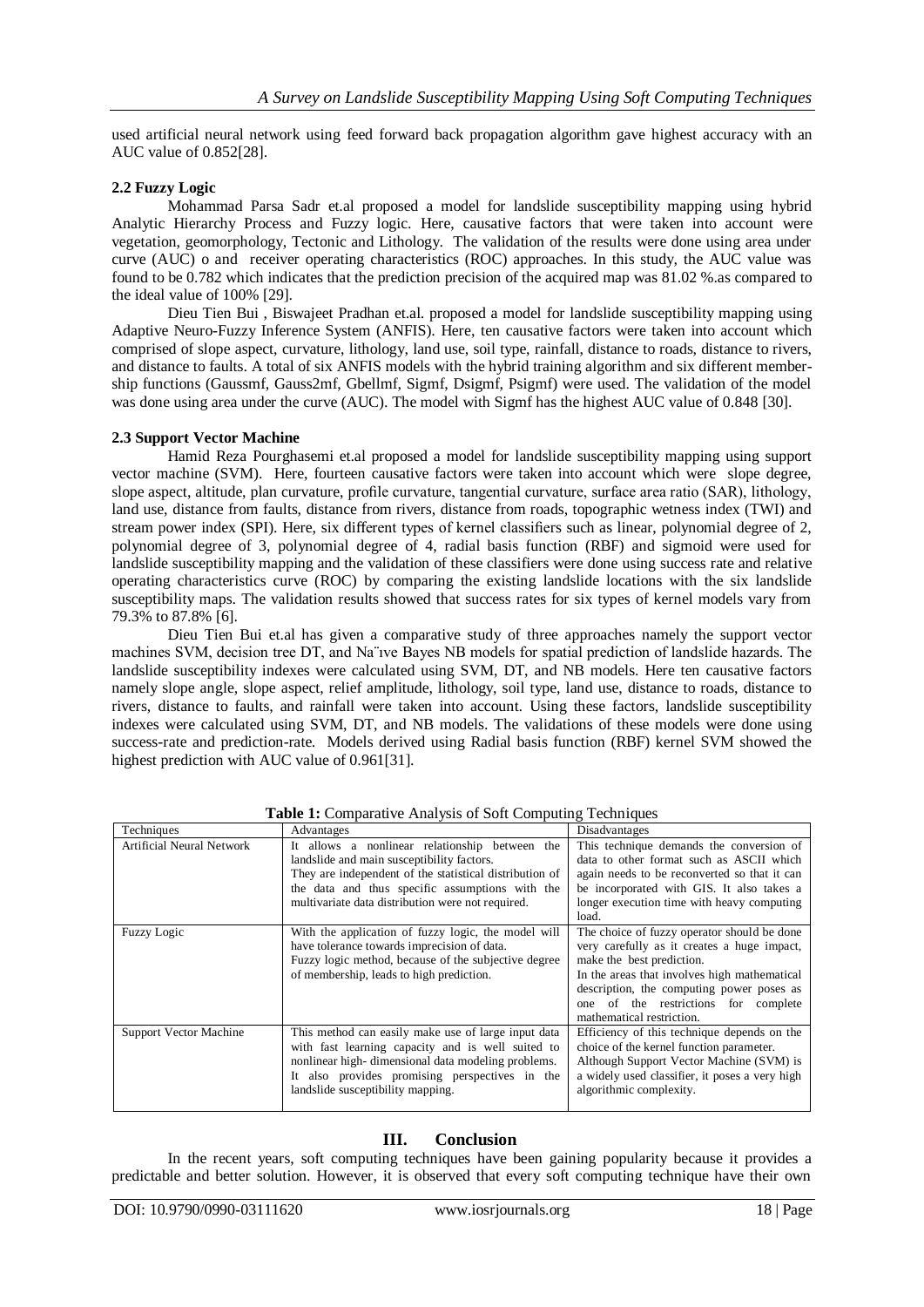used artificial neural network using feed forward back propagation algorithm gave highest accuracy with an AUC value of 0.852[28].

### 2.2 Fuzzy Logic

Mohammad Parsa Sadr et.al proposed a model for landslide susceptibility mapping using hybrid Analytic Hierarchy Process and Fuzzy logic. Here, causative factors that were taken into account were vegetation, geomorphology, Tectonic and Lithology. The validation of the results were done using area under curve (AUC) o and receiver operating characteristics (ROC) approaches. In this study, the AUC value was found to be 0.782 which indicates that the prediction precision of the acquired map was 81.02 %.as compared to the ideal value of 100% [29].

Dieu Tien Bui , Biswajeet Pradhan et.al. proposed a model for landslide susceptibility mapping using Adaptive Neuro-Fuzzy Inference System (ANFIS). Here, ten causative factors were taken into account which comprised of slope aspect, curvature, lithology, land use, soil type, rainfall, distance to roads, distance to rivers, and distance to faults. A total of six ANFIS models with the hybrid training algorithm and six different membership functions (Gaussmf, Gauss2mf, Gbellmf, Sigmf, Dsigmf, Psigmf) were used. The validation of the model was done using area under the curve (AUC). The model with Sigmf has the highest AUC value of 0.848 [30].

### 2.3 Support Vector Machine

Hamid Reza Pourghasemi et.al proposed a model for landslide susceptibility mapping using support vector machine (SVM). Here, fourteen causative factors were taken into account which were slope degree, slope aspect, altitude, plan curvature, profile curvature, tangential curvature, surface area ratio (SAR), lithology, land use, distance from faults, distance from rivers, distance from roads, topographic wetness index (TWI) and stream power index (SPI). Here, six different types of kernel classifiers such as linear, polynomial degree of 2, polynomial degree of 3, polynomial degree of 4, radial basis function (RBF) and sigmoid were used for landslide susceptibility mapping and the validation of these classifiers were done using success rate and relative operating characteristics curve (ROC) by comparing the existing landslide locations with the six landslide susceptibility maps. The validation results showed that success rates for six types of kernel models vary from 79.3% to 87.8% [6].

Dieu Tien Bui et.al has given a comparative study of three approaches namely the support vector machines SVM, decision tree DT, and Na¨ıve Bayes NB models for spatial prediction of landslide hazards. The landslide susceptibility indexes were calculated using SVM, DT, and NB models. Here ten causative factors namely slope angle, slope aspect, relief amplitude, lithology, soil type, land use, distance to roads, distance to rivers, distance to faults, and rainfall were taken into account. Using these factors, landslide susceptibility indexes were calculated using SVM, DT, and NB models. The validations of these models were done using success-rate and prediction-rate. Models derived using Radial basis function (RBF) kernel SVM showed the highest prediction with AUC value of 0.961[31].

**Table 1:** Comparative Analysis of Soft Computing Techniques

| Techniques | Advantages | Disadvantages |
|---|---|---|
| Artificial Neural Network | It allows a nonlinear relationship between the landslide and main susceptibility factors. They are independent of the statistical distribution of the data and thus specific assumptions with the multivariate data distribution were not required. | This technique demands the conversion of data to other format such as ASCII which again needs to be reconverted so that it can be incorporated with GIS. It also takes a longer execution time with heavy computing load. |
| Fuzzy Logic | With the application of fuzzy logic, the model will have tolerance towards imprecision of data. Fuzzy logic method, because of the subjective degree of membership, leads to high prediction. | The choice of fuzzy operator should be done very carefully as it creates a huge impact, make the best prediction. In the areas that involves high mathematical description, the computing power poses as one of the restrictions for complete mathematical restriction. |
| Support Vector Machine | This method can easily make use of large input data with fast learning capacity and is well suited to nonlinear high- dimensional data modeling problems. It also provides promising perspectives in the landslide susceptibility mapping. | Efficiency of this technique depends on the choice of the kernel function parameter. Although Support Vector Machine (SVM) is a widely used classifier, it poses a very high algorithmic complexity. |

## III. Conclusion

In the recent years, soft computing techniques have been gaining popularity because it provides a predictable and better solution. However, it is observed that every soft computing technique have their own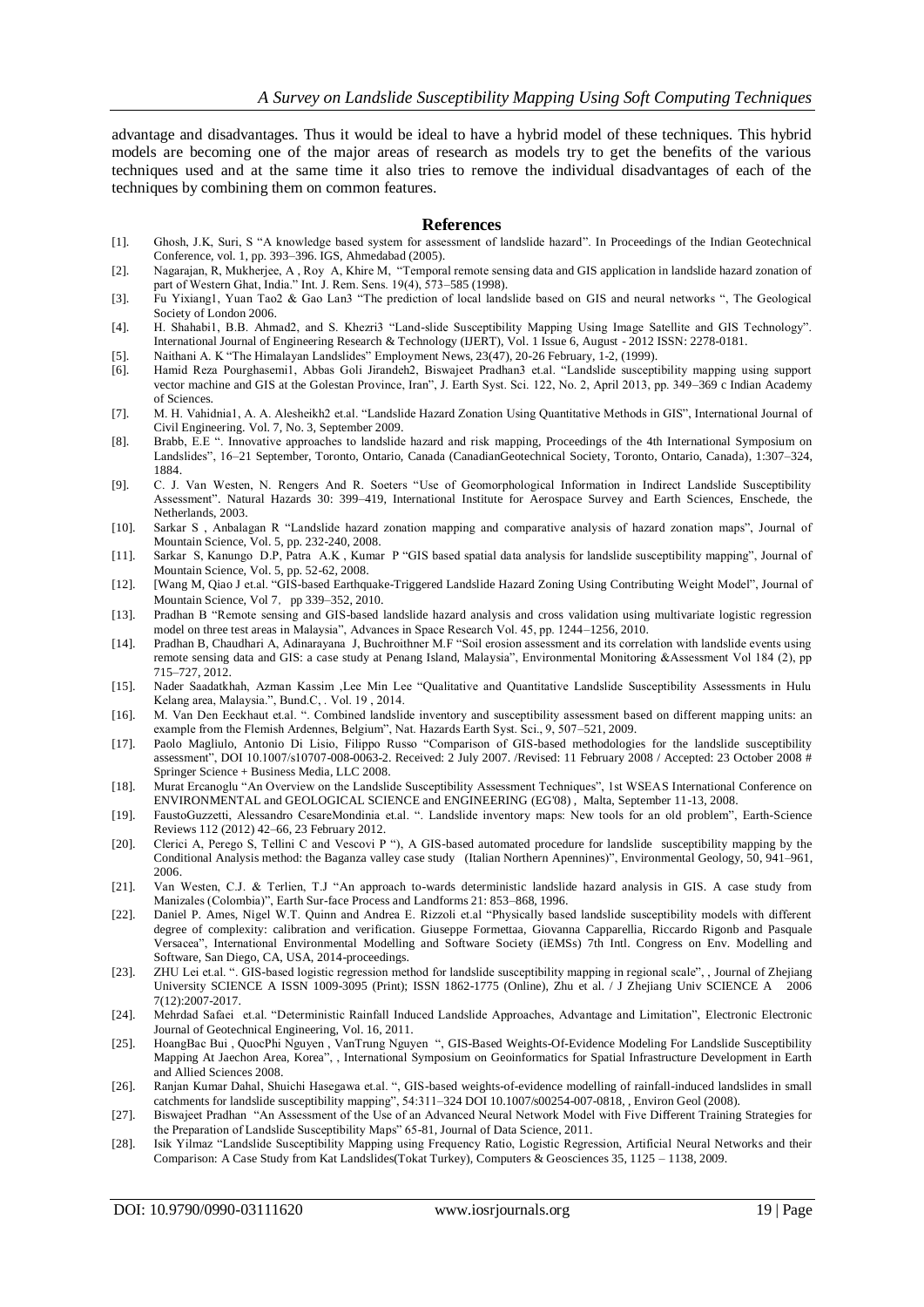advantage and disadvantages. Thus it would be ideal to have a hybrid model of these techniques. This hybrid models are becoming one of the major areas of research as models try to get the benefits of the various techniques used and at the same time it also tries to remove the individual disadvantages of each of the techniques by combining them on common features.

## References

[1]. Ghosh, J.K, Suri, S "A knowledge based system for assessment of landslide hazard". In Proceedings of the Indian Geotechnical Conference, vol. 1, pp. 393–396. IGS, Ahmedabad (2005).

[2]. Nagarajan, R, Mukherjee, A , Roy A, Khire M, "Temporal remote sensing data and GIS application in landslide hazard zonation of part of Western Ghat, India." Int. J. Rem. Sens. 19(4), 573–585 (1998).

[3]. Fu Yixiang1, Yuan Tao2 & Gao Lan3 "The prediction of local landslide based on GIS and neural networks ", The Geological Society of London 2006.

[4]. H. Shahabi1, B.B. Ahmad2, and S. Khezri3 "Land-slide Susceptibility Mapping Using Image Satellite and GIS Technology". International Journal of Engineering Research & Technology (IJERT), Vol. 1 Issue 6, August - 2012 ISSN: 2278-0181.

[5]. Naithani A. K "The Himalayan Landslides" Employment News, 23(47), 20-26 February, 1-2, (1999).

[6]. Hamid Reza Pourghasemi1, Abbas Goli Jirandeh2, Biswajeet Pradhan3 et.al. "Landslide susceptibility mapping using support vector machine and GIS at the Golestan Province, Iran", J. Earth Syst. Sci. 122, No. 2, April 2013, pp. 349–369 c Indian Academy of Sciences.

[7]. M. H. Vahidnia1, A. A. Alesheikh2 et.al. "Landslide Hazard Zonation Using Quantitative Methods in GIS", International Journal of Civil Engineering. Vol. 7, No. 3, September 2009.

[8]. Brabb, E.E ". Innovative approaches to landslide hazard and risk mapping, Proceedings of the 4th International Symposium on Landslides", 16–21 September, Toronto, Ontario, Canada (CanadianGeotechnical Society, Toronto, Ontario, Canada), 1:307–324, 1884.

[9]. C. J. Van Westen, N. Rengers And R. Soeters "Use of Geomorphological Information in Indirect Landslide Susceptibility Assessment". Natural Hazards 30: 399–419, International Institute for Aerospace Survey and Earth Sciences, Enschede, the Netherlands, 2003.

[10]. Sarkar S , Anbalagan R "Landslide hazard zonation mapping and comparative analysis of hazard zonation maps", Journal of Mountain Science, Vol. 5, pp. 232-240, 2008.

[11]. Sarkar S, Kanungo D.P, Patra A.K , Kumar P "GIS based spatial data analysis for landslide susceptibility mapping", Journal of Mountain Science, Vol. 5, pp. 52-62, 2008.

[12]. [Wang M, Qiao J et.al. "GIS-based Earthquake-Triggered Landslide Hazard Zoning Using Contributing Weight Model", Journal of Mountain Science, Vol 7, pp 339–352, 2010.

[13]. Pradhan B "Remote sensing and GIS-based landslide hazard analysis and cross validation using multivariate logistic regression model on three test areas in Malaysia", Advances in Space Research Vol. 45, pp. 1244–1256, 2010.

[14]. Pradhan B, Chaudhari A, Adinarayana J, Buchroithner M.F "Soil erosion assessment and its correlation with landslide events using remote sensing data and GIS: a case study at Penang Island, Malaysia", Environmental Monitoring &Assessment Vol 184 (2), pp 715–727, 2012.

[15]. Nader Saadatkhah, Azman Kassim ,Lee Min Lee "Qualitative and Quantitative Landslide Susceptibility Assessments in Hulu Kelang area, Malaysia.", Bund.C, . Vol. 19 , 2014.

[16]. M. Van Den Eeckhaut et.al. ". Combined landslide inventory and susceptibility assessment based on different mapping units: an example from the Flemish Ardennes, Belgium", Nat. Hazards Earth Syst. Sci., 9, 507–521, 2009.

[17]. Paolo Magliulo, Antonio Di Lisio, Filippo Russo "Comparison of GIS-based methodologies for the landslide susceptibility assessment", DOI 10.1007/s10707-008-0063-2. Received: 2 July 2007. /Revised: 11 February 2008 / Accepted: 23 October 2008 # Springer Science + Business Media, LLC 2008.

[18]. Murat Ercanoglu "An Overview on the Landslide Susceptibility Assessment Techniques", 1st WSEAS International Conference on ENVIRONMENTAL and GEOLOGICAL SCIENCE and ENGINEERING (EG'08) , Malta, September 11-13, 2008.

[19]. FaustoGuzzetti, Alessandro CesareMondinia et.al. ". Landslide inventory maps: New tools for an old problem", Earth-Science Reviews 112 (2012) 42–66, 23 February 2012.

[20]. Clerici A, Perego S, Tellini C and Vescovi P "), A GIS-based automated procedure for landslide susceptibility mapping by the Conditional Analysis method: the Baganza valley case study (Italian Northern Apennines)", Environmental Geology, 50, 941–961, 2006.

[21]. Van Westen, C.J. & Terlien, T.J "An approach to-wards deterministic landslide hazard analysis in GIS. A case study from Manizales (Colombia)", Earth Sur-face Process and Landforms 21: 853–868, 1996.

[22]. Daniel P. Ames, Nigel W.T. Quinn and Andrea E. Rizzoli et.al "Physically based landslide susceptibility models with different degree of complexity: calibration and verification. Giuseppe Formettaa, Giovanna Capparellia, Riccardo Rigonb and Pasquale Versacea", International Environmental Modelling and Software Society (iEMSs) 7th Intl. Congress on Env. Modelling and Software, San Diego, CA, USA, 2014-proceedings.

[23]. ZHU Lei et.al. ". GIS-based logistic regression method for landslide susceptibility mapping in regional scale", , Journal of Zhejiang University SCIENCE A ISSN 1009-3095 (Print); ISSN 1862-1775 (Online), Zhu et al. / J Zhejiang Univ SCIENCE A 2006 7(12):2007-2017.

[24]. Mehrdad Safaei et.al. "Deterministic Rainfall Induced Landslide Approaches, Advantage and Limitation", Electronic Electronic Journal of Geotechnical Engineering, Vol. 16, 2011.

[25]. HoangBac Bui , QuocPhi Nguyen , VanTrung Nguyen ", GIS-Based Weights-Of-Evidence Modeling For Landslide Susceptibility Mapping At Jaechon Area, Korea", , International Symposium on Geoinformatics for Spatial Infrastructure Development in Earth and Allied Sciences 2008.

[26]. Ranjan Kumar Dahal, Shuichi Hasegawa et.al. ", GIS-based weights-of-evidence modelling of rainfall-induced landslides in small catchments for landslide susceptibility mapping", 54:311–324 DOI 10.1007/s00254-007-0818, , Environ Geol (2008).

[27]. Biswajeet Pradhan "An Assessment of the Use of an Advanced Neural Network Model with Five Different Training Strategies for the Preparation of Landslide Susceptibility Maps" 65-81, Journal of Data Science, 2011.

[28]. Isik Yilmaz "Landslide Susceptibility Mapping using Frequency Ratio, Logistic Regression, Artificial Neural Networks and their Comparison: A Case Study from Kat Landslides(Tokat Turkey), Computers & Geosciences 35, 1125 – 1138, 2009.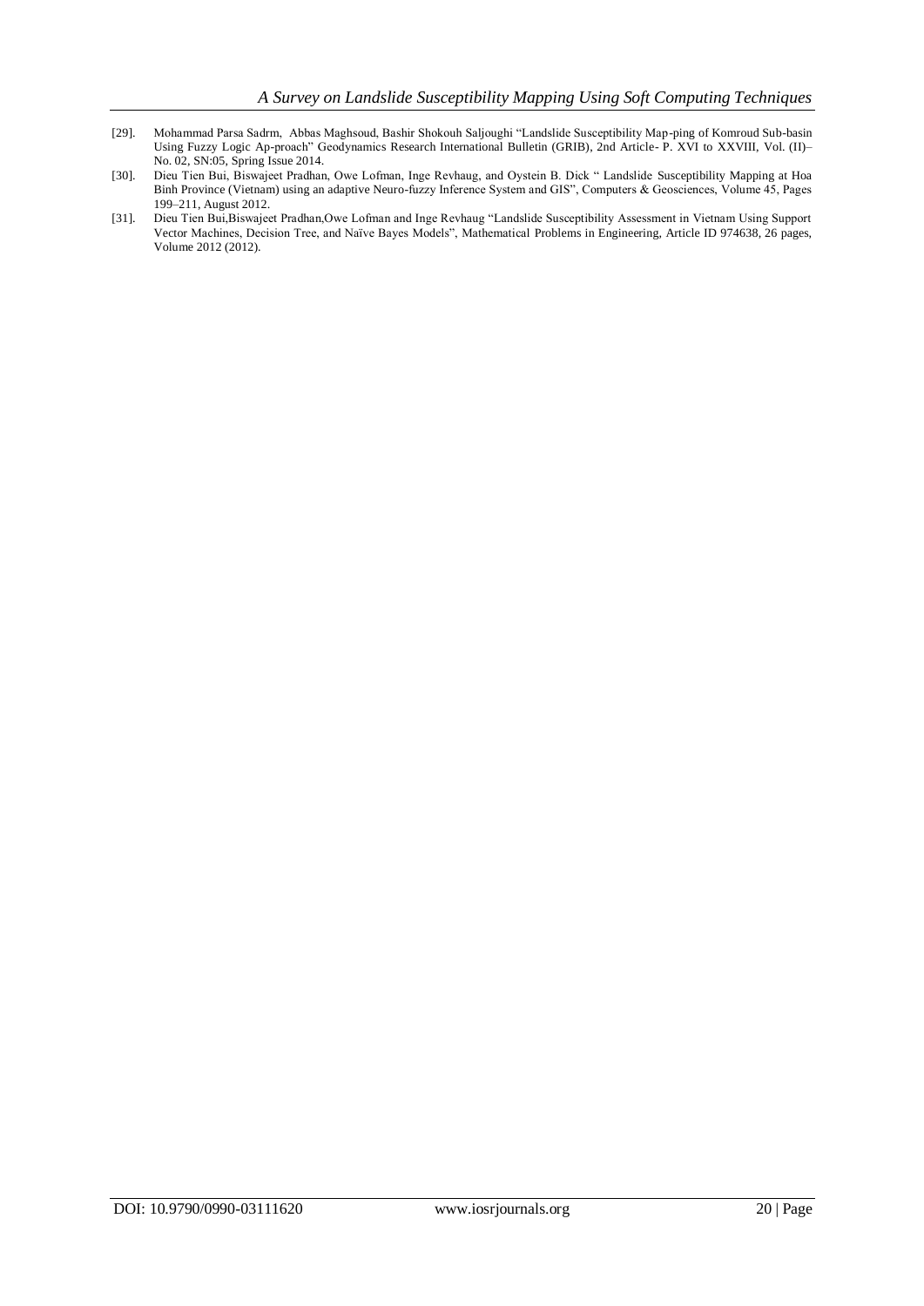[29]. Mohammad Parsa Sadrm, Abbas Maghsoud, Bashir Shokouh Saljoughi "Landslide Susceptibility Map-ping of Komroud Sub-basin Using Fuzzy Logic Ap-proach" Geodynamics Research International Bulletin (GRIB), 2nd Article- P. XVI to XXVIII, Vol. (II)– No. 02, SN:05, Spring Issue 2014.

[30]. Dieu Tien Bui, Biswajeet Pradhan, Owe Lofman, Inge Revhaug, and Oystein B. Dick " Landslide Susceptibility Mapping at Hoa Binh Province (Vietnam) using an adaptive Neuro-fuzzy Inference System and GIS", Computers & Geosciences, Volume 45, Pages 199–211, August 2012.

[31]. Dieu Tien Bui,Biswajeet Pradhan,Owe Lofman and Inge Revhaug "Landslide Susceptibility Assessment in Vietnam Using Support Vector Machines, Decision Tree, and Naïve Bayes Models", Mathematical Problems in Engineering, Article ID 974638, 26 pages, Volume 2012 (2012).